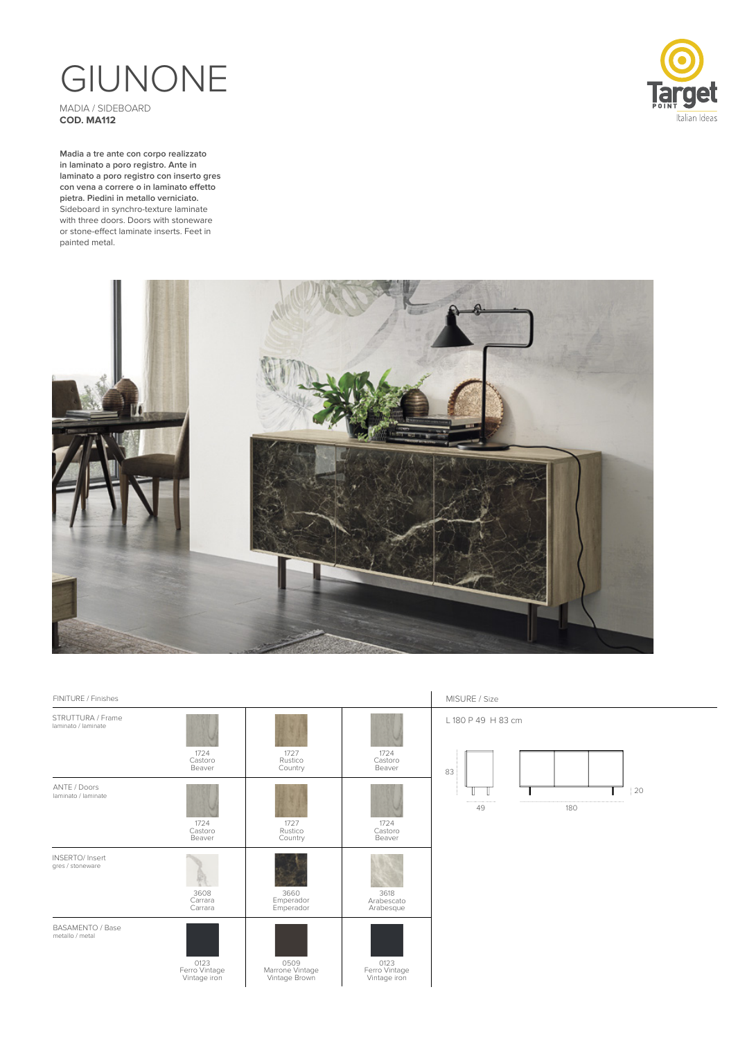# GIUNONE

MADIA / SIDEBOARD
**COD. MA112**

Target POINT Italian Ideas

**Madia a tre ante con corpo realizzato in laminato a poro registro. Ante in laminato a poro registro con inserto gres con vena a correre o in laminato effetto pietra. Piedini in metallo verniciato.**
Sideboard in synchro-texture laminate with three doors. Doors with stoneware or stone-effect laminate inserts. Feet in painted metal.

## FINITURE / Finishes

| | | | |
|---|---|---|---|
| STRUTTURA / Frame<br>laminato / laminate | 1724<br>Castoro<br>Beaver | 1727<br>Rustico<br>Country | 1724<br>Castoro<br>Beaver |
| ANTE / Doors<br>laminato / laminate | 1724<br>Castoro<br>Beaver | 1727<br>Rustico<br>Country | 1724<br>Castoro<br>Beaver |
| INSERTO/ Insert<br>gres / stoneware | 3608<br>Carrara<br>Carrara | 3660<br>Emperador<br>Emperador | 3618<br>Arabescato<br>Arabesque |
| BASAMENTO / Base<br>metallo / metal | 0123<br>Ferro Vintage<br>Vintage iron | 0509<br>Marrone Vintage<br>Vintage Brown | 0123<br>Ferro Vintage<br>Vintage iron |

## MISURE / Size

L 180 P 49 H 83 cm

83 | 49 | 180 | 20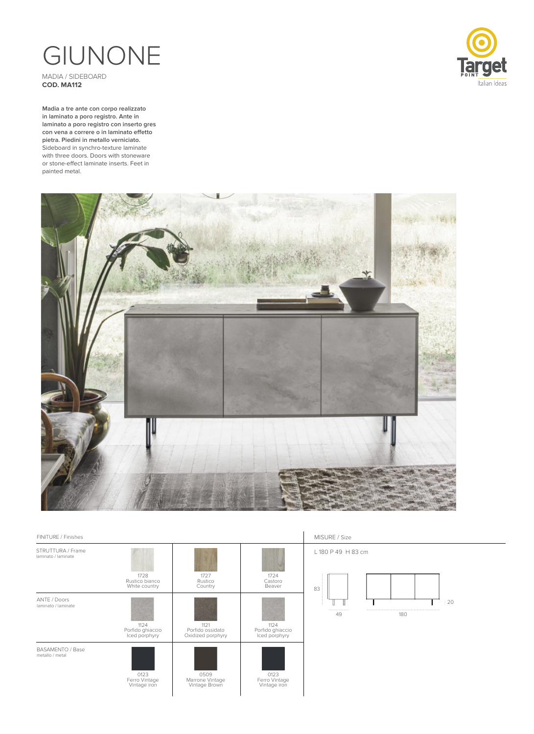# GIUNONE

MADIA / SIDEBOARD
**COD. MA112**

Target POINT Italian Ideas

**Madia a tre ante con corpo realizzato in laminato a poro registro. Ante in laminato a poro registro con inserto gres con vena a correre o in laminato effetto pietra. Piedini in metallo verniciato.**
Sideboard in synchro-texture laminate with three doors. Doors with stoneware or stone-effect laminate inserts. Feet in painted metal.

## FINITURE / Finishes

| | | | |
|---|---|---|---|
| STRUTTURA / Frame<br>laminato / laminate | 1728<br>Rustico bianco<br>White country | 1727<br>Rustico<br>Country | 1724<br>Castoro<br>Beaver |
| ANTE / Doors<br>laminato / laminate | 1124<br>Porfido ghiaccio<br>Iced porphyry | 1121<br>Porfido ossidato<br>Oxidized porphyry | 1124<br>Porfido ghiaccio<br>Iced porphyry |
| BASAMENTO / Base<br>metallo / metal | 0123<br>Ferro Vintage<br>Vintage iron | 0509<br>Marrone Vintage<br>Vintage Brown | 0123<br>Ferro Vintage<br>Vintage iron |

## MISURE / Size

L 180 P 49 H 83 cm

83
49
180
20